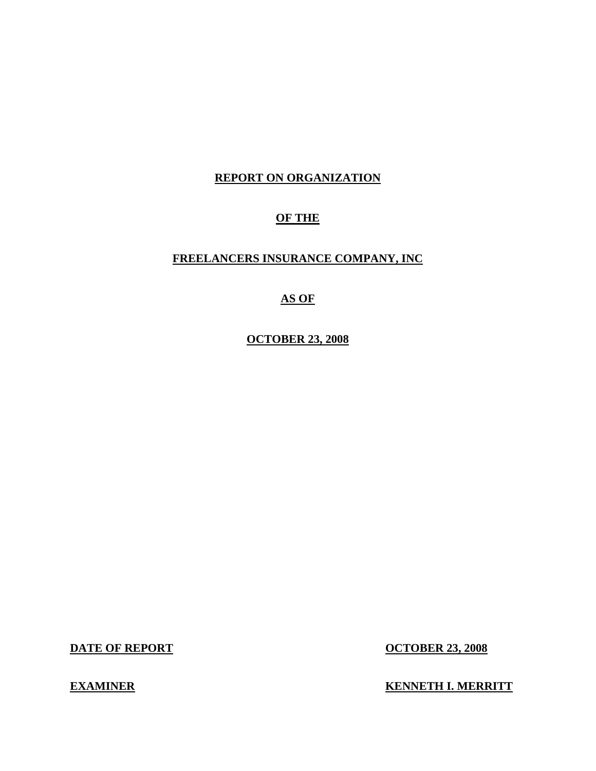# REPORT ON ORGANIZATION

# OF THE

# FREELANCERS INSURANCE COMPANY, INC

# AS OF

# OCTOBER 23, 2008

| **DATE OF REPORT** | **OCTOBER 23, 2008** |
|---|---|
| **EXAMINER** | **KENNETH I. MERRITT** |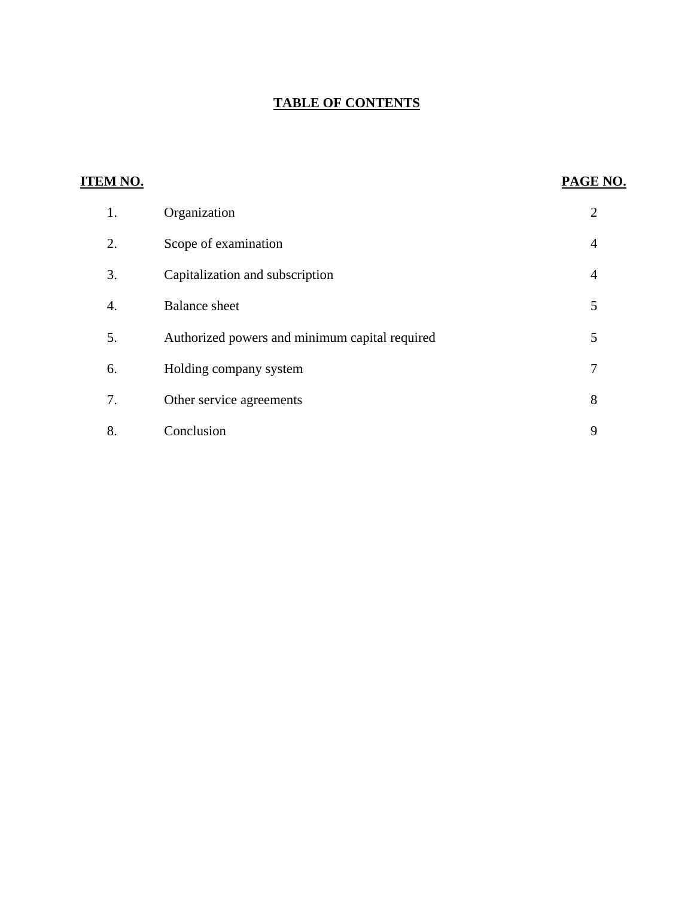# TABLE OF CONTENTS

| ITEM NO. | | PAGE NO. |
|---|---|---|
| 1. | Organization | 2 |
| 2. | Scope of examination | 4 |
| 3. | Capitalization and subscription | 4 |
| 4. | Balance sheet | 5 |
| 5. | Authorized powers and minimum capital required | 5 |
| 6. | Holding company system | 7 |
| 7. | Other service agreements | 8 |
| 8. | Conclusion | 9 |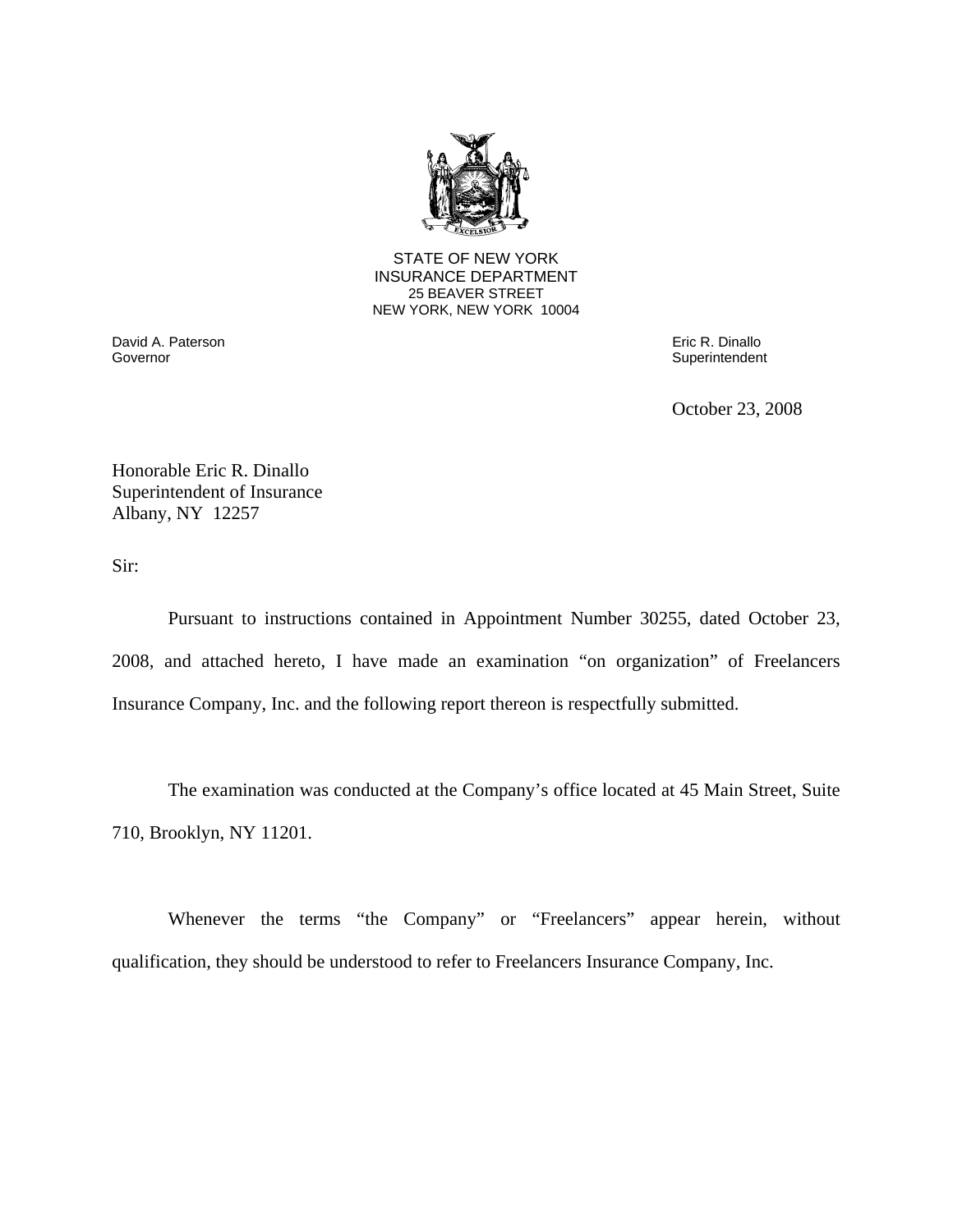STATE OF NEW YORK
INSURANCE DEPARTMENT
25 BEAVER STREET
NEW YORK, NEW YORK 10004

David A. Paterson
Governor

Eric R. Dinallo
Superintendent

October 23, 2008

Honorable Eric R. Dinallo
Superintendent of Insurance
Albany, NY 12257

Sir:

Pursuant to instructions contained in Appointment Number 30255, dated October 23, 2008, and attached hereto, I have made an examination "on organization" of Freelancers Insurance Company, Inc. and the following report thereon is respectfully submitted.

The examination was conducted at the Company's office located at 45 Main Street, Suite 710, Brooklyn, NY 11201.

Whenever the terms "the Company" or "Freelancers" appear herein, without qualification, they should be understood to refer to Freelancers Insurance Company, Inc.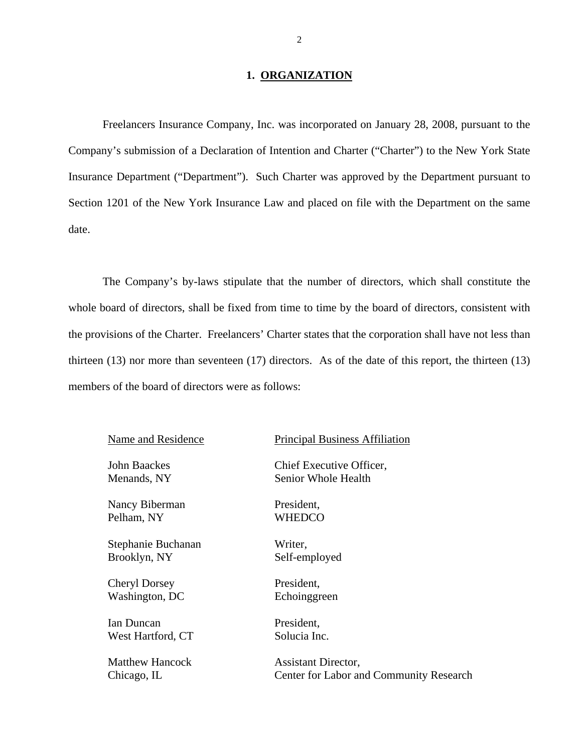## 1. ORGANIZATION

Freelancers Insurance Company, Inc. was incorporated on January 28, 2008, pursuant to the Company's submission of a Declaration of Intention and Charter ("Charter") to the New York State Insurance Department ("Department"). Such Charter was approved by the Department pursuant to Section 1201 of the New York Insurance Law and placed on file with the Department on the same date.

The Company's by-laws stipulate that the number of directors, which shall constitute the whole board of directors, shall be fixed from time to time by the board of directors, consistent with the provisions of the Charter. Freelancers' Charter states that the corporation shall have not less than thirteen (13) nor more than seventeen (17) directors. As of the date of this report, the thirteen (13) members of the board of directors were as follows:

| Name and Residence | Principal Business Affiliation |
|---|---|
| John Baackes<br>Menands, NY | Chief Executive Officer,<br>Senior Whole Health |
| Nancy Biberman<br>Pelham, NY | President,<br>WHEDCO |
| Stephanie Buchanan<br>Brooklyn, NY | Writer,<br>Self-employed |
| Cheryl Dorsey<br>Washington, DC | President,<br>Echoinggreen |
| Ian Duncan<br>West Hartford, CT | President,<br>Solucia Inc. |
| Matthew Hancock<br>Chicago, IL | Assistant Director,<br>Center for Labor and Community Research |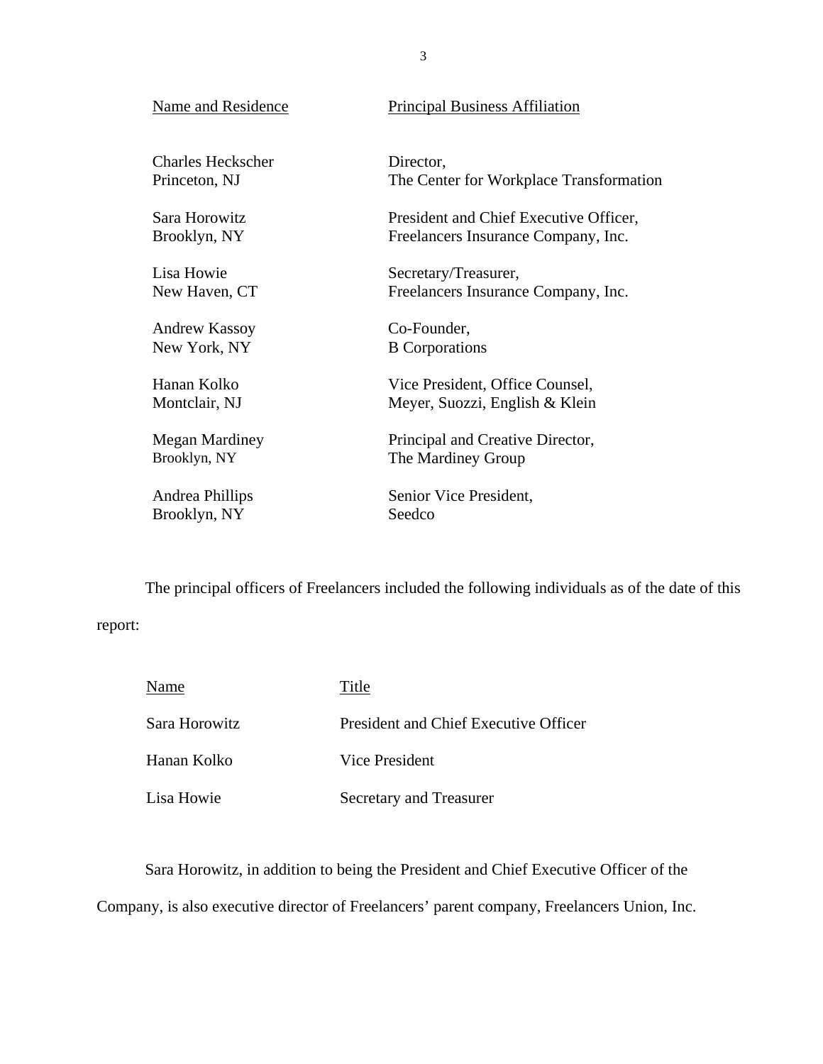| Name and Residence | Principal Business Affiliation |
|---|---|
| Charles Heckscher<br>Princeton, NJ | Director,<br>The Center for Workplace Transformation |
| Sara Horowitz<br>Brooklyn, NY | President and Chief Executive Officer,<br>Freelancers Insurance Company, Inc. |
| Lisa Howie<br>New Haven, CT | Secretary/Treasurer,<br>Freelancers Insurance Company, Inc. |
| Andrew Kassoy<br>New York, NY | Co-Founder,<br>B Corporations |
| Hanan Kolko<br>Montclair, NJ | Vice President, Office Counsel,<br>Meyer, Suozzi, English & Klein |
| Megan Mardiney<br>Brooklyn, NY | Principal and Creative Director,<br>The Mardiney Group |
| Andrea Phillips<br>Brooklyn, NY | Senior Vice President,<br>Seedco |

The principal officers of Freelancers included the following individuals as of the date of this report:

| Name | Title |
|---|---|
| Sara Horowitz | President and Chief Executive Officer |
| Hanan Kolko | Vice President |
| Lisa Howie | Secretary and Treasurer |

Sara Horowitz, in addition to being the President and Chief Executive Officer of the Company, is also executive director of Freelancers' parent company, Freelancers Union, Inc.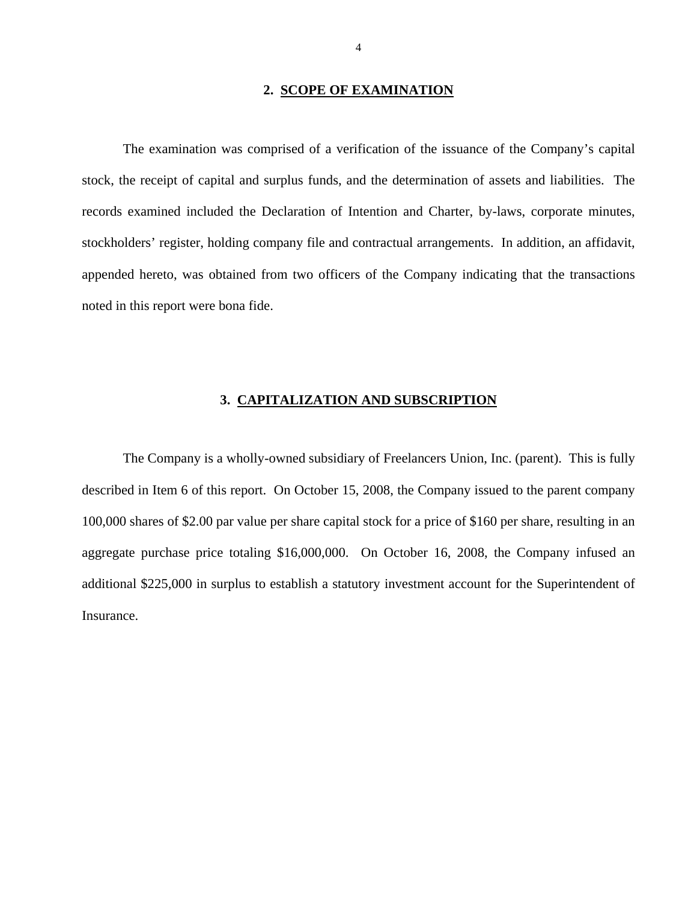## 2. SCOPE OF EXAMINATION

The examination was comprised of a verification of the issuance of the Company's capital stock, the receipt of capital and surplus funds, and the determination of assets and liabilities. The records examined included the Declaration of Intention and Charter, by-laws, corporate minutes, stockholders' register, holding company file and contractual arrangements. In addition, an affidavit, appended hereto, was obtained from two officers of the Company indicating that the transactions noted in this report were bona fide.

## 3. CAPITALIZATION AND SUBSCRIPTION

The Company is a wholly-owned subsidiary of Freelancers Union, Inc. (parent). This is fully described in Item 6 of this report. On October 15, 2008, the Company issued to the parent company 100,000 shares of $2.00 par value per share capital stock for a price of $160 per share, resulting in an aggregate purchase price totaling $16,000,000. On October 16, 2008, the Company infused an additional $225,000 in surplus to establish a statutory investment account for the Superintendent of Insurance.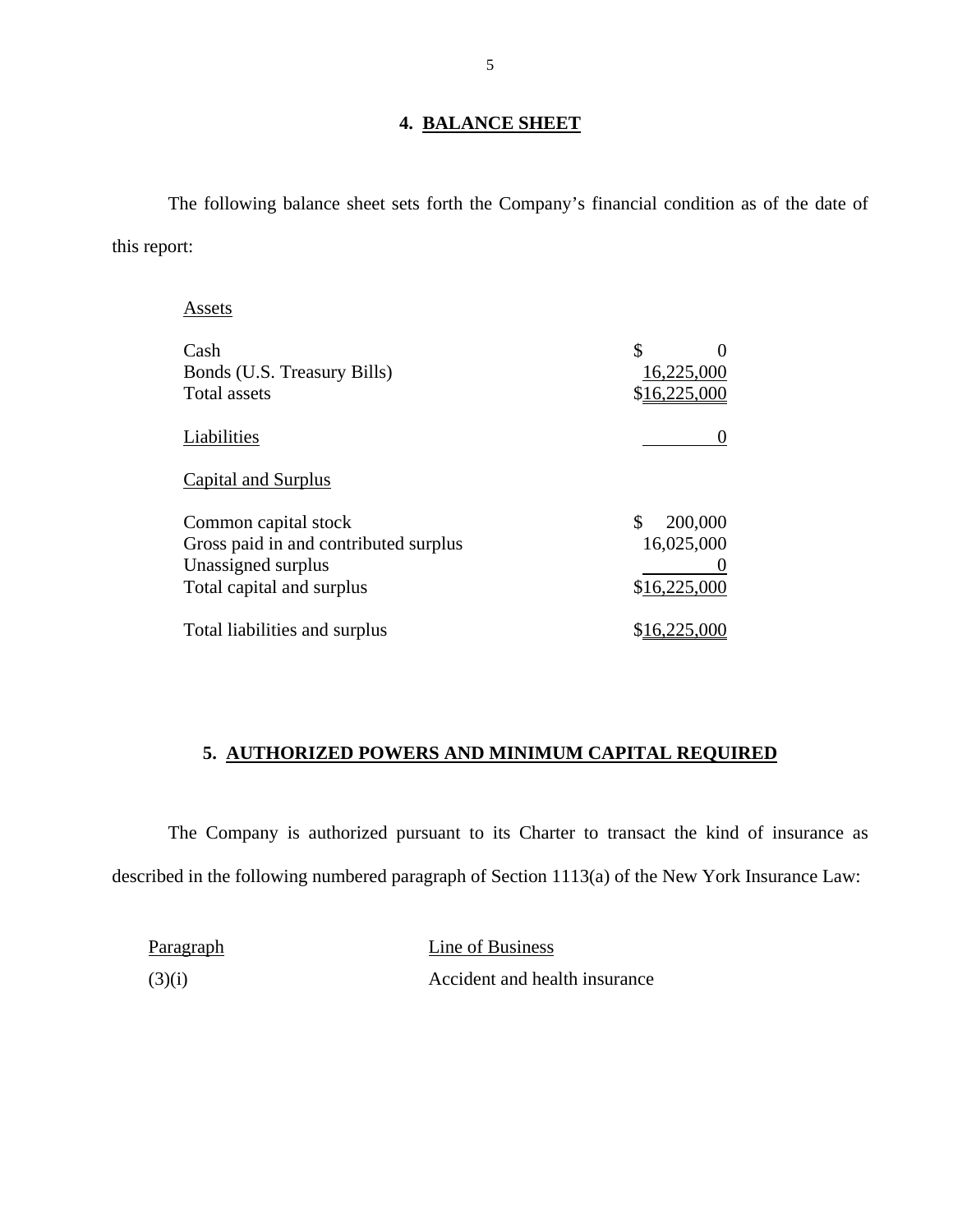## 4. BALANCE SHEET

The following balance sheet sets forth the Company's financial condition as of the date of this report:

| | |
|---|---|
| **Assets** | |
| Cash | $ 0 |
| Bonds (U.S. Treasury Bills) | 16,225,000 |
| Total assets | $16,225,000 |
| **Liabilities** | 0 |
| **Capital and Surplus** | |
| Common capital stock | $ 200,000 |
| Gross paid in and contributed surplus | 16,025,000 |
| Unassigned surplus | 0 |
| Total capital and surplus | $16,225,000 |
| Total liabilities and surplus | $16,225,000 |

## 5. AUTHORIZED POWERS AND MINIMUM CAPITAL REQUIRED

The Company is authorized pursuant to its Charter to transact the kind of insurance as described in the following numbered paragraph of Section 1113(a) of the New York Insurance Law:

| Paragraph | Line of Business |
|---|---|
| (3)(i) | Accident and health insurance |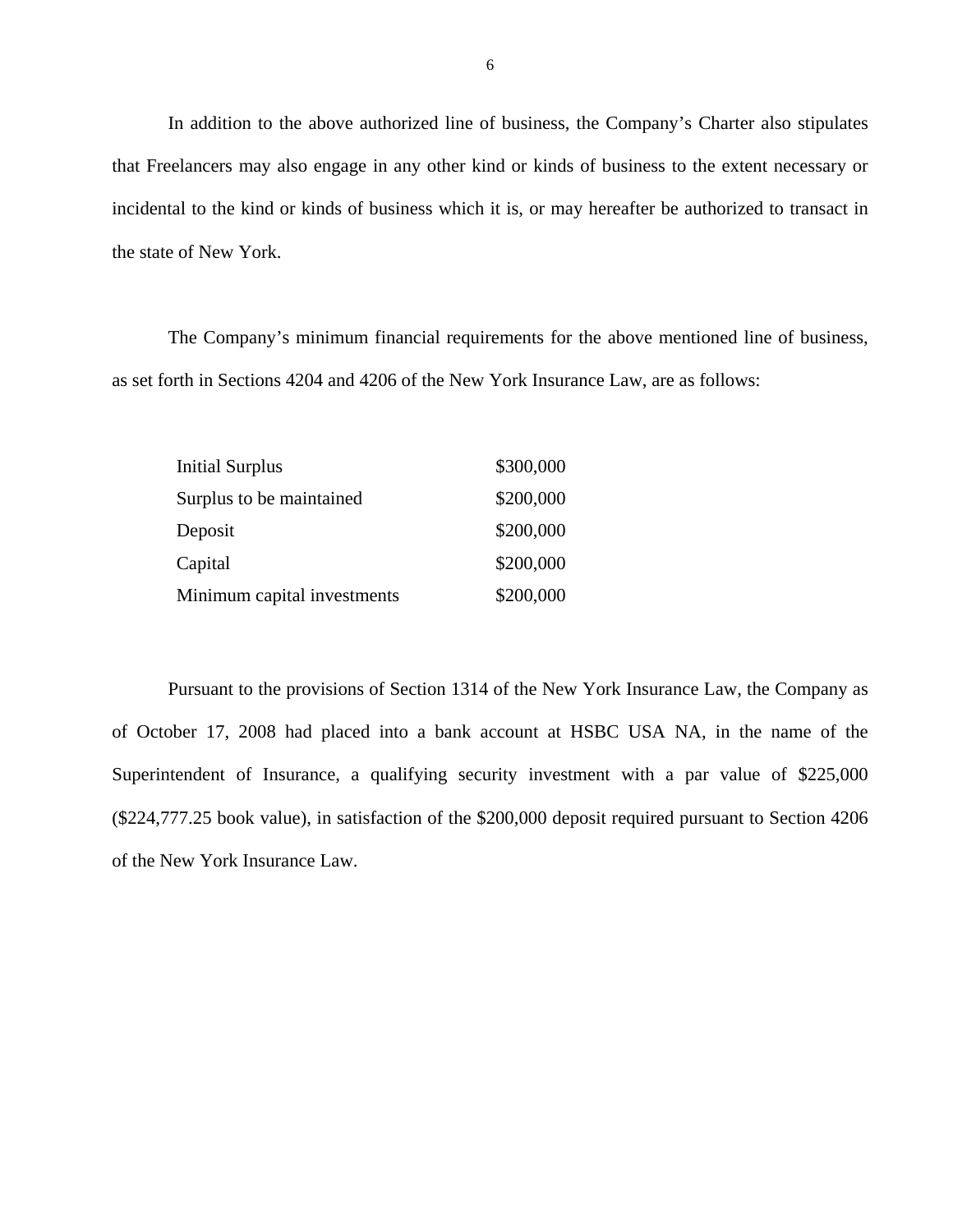In addition to the above authorized line of business, the Company's Charter also stipulates that Freelancers may also engage in any other kind or kinds of business to the extent necessary or incidental to the kind or kinds of business which it is, or may hereafter be authorized to transact in the state of New York.

The Company's minimum financial requirements for the above mentioned line of business, as set forth in Sections 4204 and 4206 of the New York Insurance Law, are as follows:

| | |
|---|---|
| Initial Surplus | $300,000 |
| Surplus to be maintained | $200,000 |
| Deposit | $200,000 |
| Capital | $200,000 |
| Minimum capital investments | $200,000 |

Pursuant to the provisions of Section 1314 of the New York Insurance Law, the Company as of October 17, 2008 had placed into a bank account at HSBC USA NA, in the name of the Superintendent of Insurance, a qualifying security investment with a par value of $225,000 ($224,777.25 book value), in satisfaction of the $200,000 deposit required pursuant to Section 4206 of the New York Insurance Law.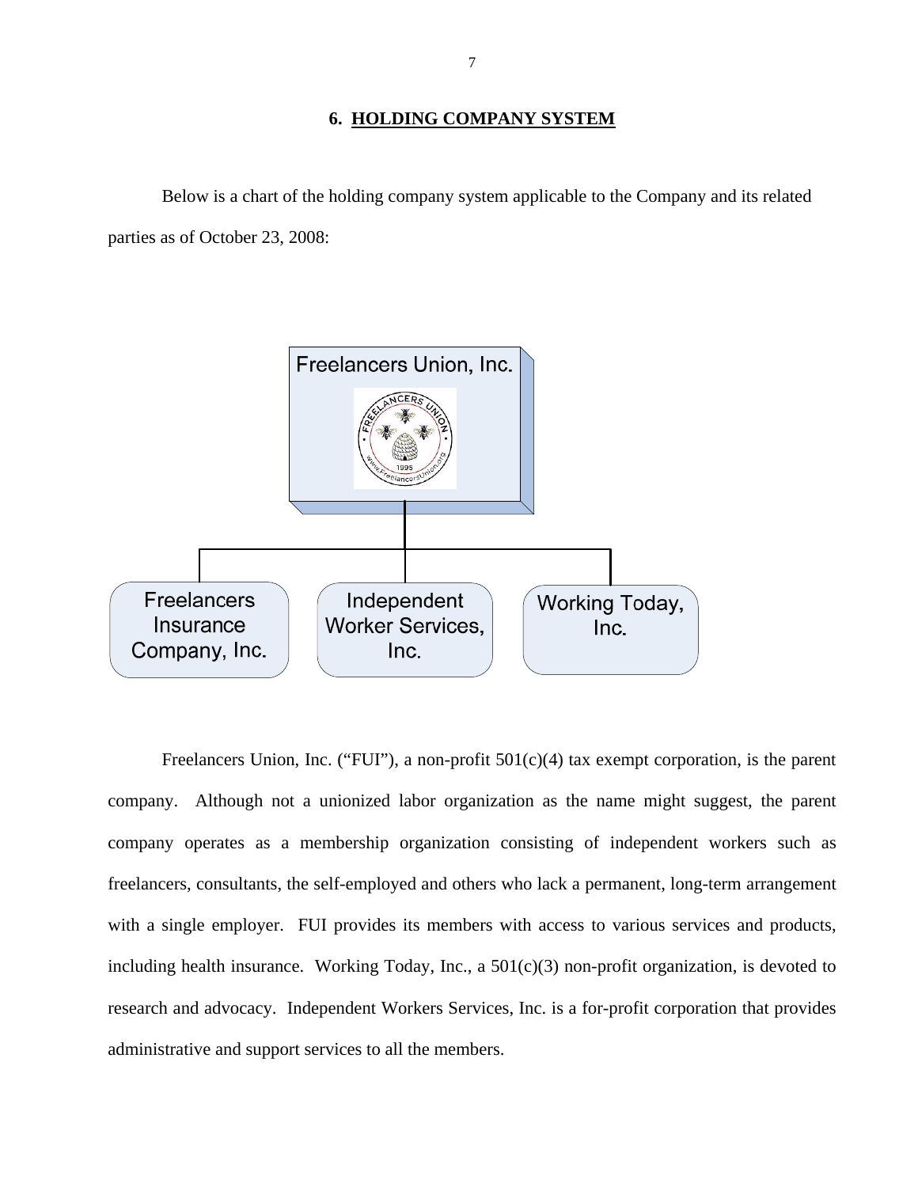## 6. HOLDING COMPANY SYSTEM

Below is a chart of the holding company system applicable to the Company and its related parties as of October 23, 2008:

- Freelancers Union, Inc.
  - Freelancers Insurance Company, Inc.
  - Independent Worker Services, Inc.
  - Working Today, Inc.

Freelancers Union, Inc. ("FUI"), a non-profit 501(c)(4) tax exempt corporation, is the parent company. Although not a unionized labor organization as the name might suggest, the parent company operates as a membership organization consisting of independent workers such as freelancers, consultants, the self-employed and others who lack a permanent, long-term arrangement with a single employer. FUI provides its members with access to various services and products, including health insurance. Working Today, Inc., a 501(c)(3) non-profit organization, is devoted to research and advocacy. Independent Workers Services, Inc. is a for-profit corporation that provides administrative and support services to all the members.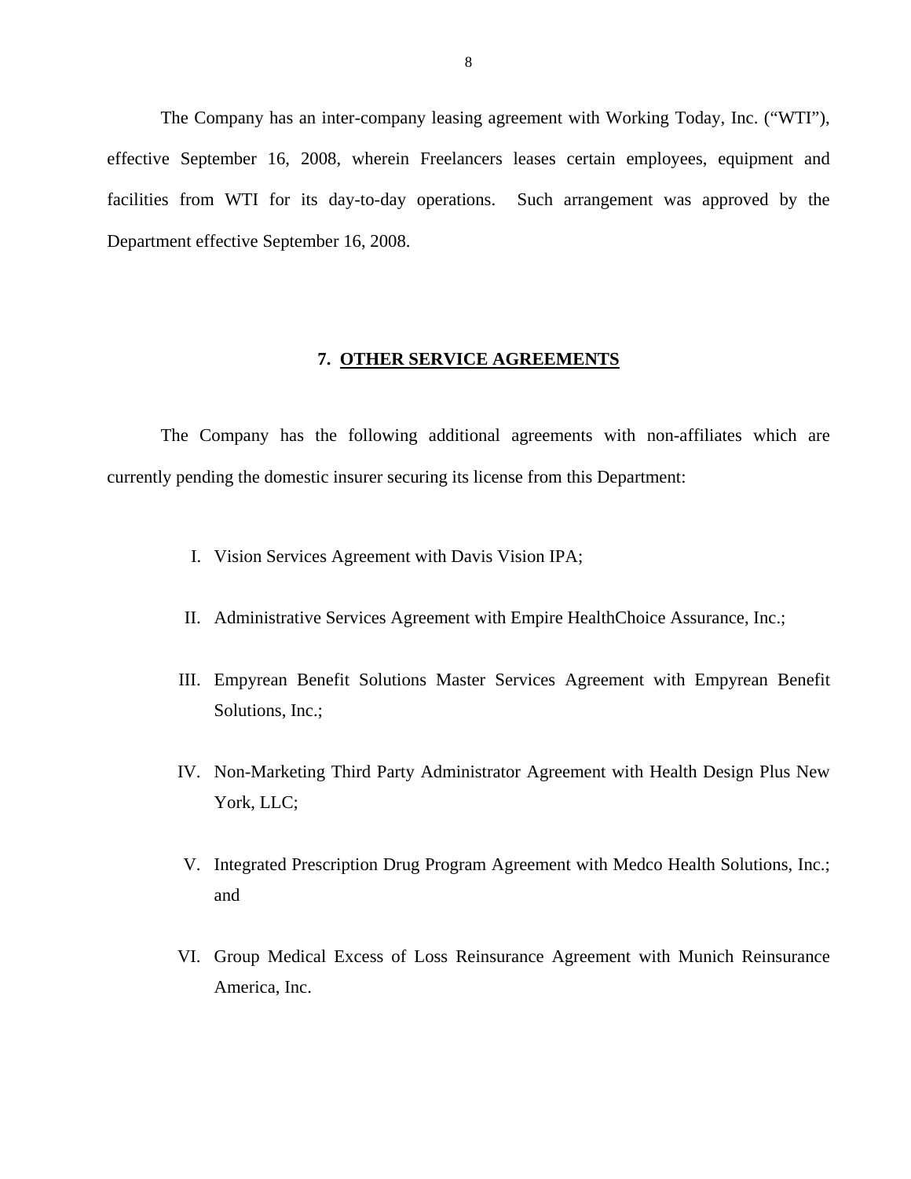The Company has an inter-company leasing agreement with Working Today, Inc. ("WTI"), effective September 16, 2008, wherein Freelancers leases certain employees, equipment and facilities from WTI for its day-to-day operations. Such arrangement was approved by the Department effective September 16, 2008.

## 7. OTHER SERVICE AGREEMENTS

The Company has the following additional agreements with non-affiliates which are currently pending the domestic insurer securing its license from this Department:

I. Vision Services Agreement with Davis Vision IPA;

II. Administrative Services Agreement with Empire HealthChoice Assurance, Inc.;

III. Empyrean Benefit Solutions Master Services Agreement with Empyrean Benefit Solutions, Inc.;

IV. Non-Marketing Third Party Administrator Agreement with Health Design Plus New York, LLC;

V. Integrated Prescription Drug Program Agreement with Medco Health Solutions, Inc.; and

VI. Group Medical Excess of Loss Reinsurance Agreement with Munich Reinsurance America, Inc.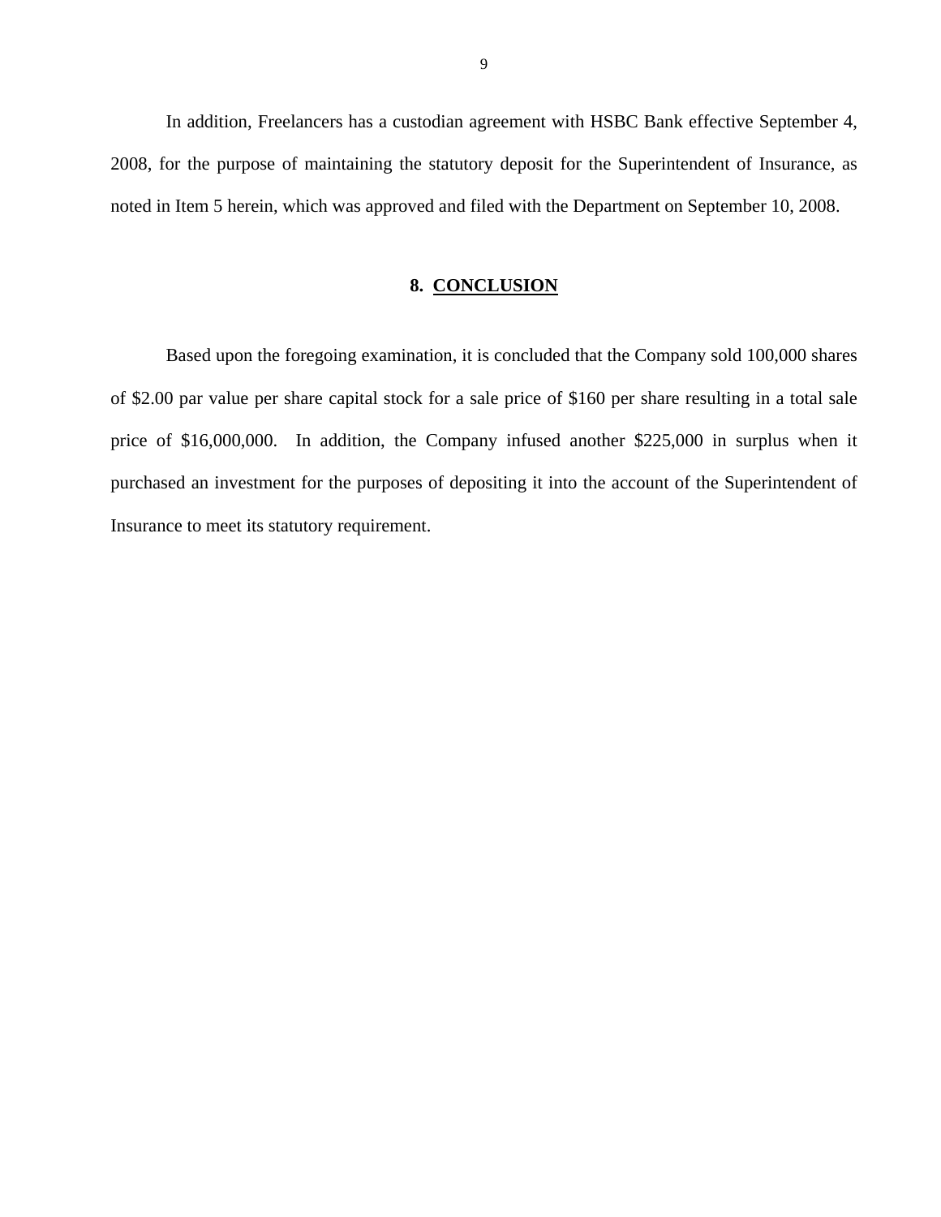In addition, Freelancers has a custodian agreement with HSBC Bank effective September 4, 2008, for the purpose of maintaining the statutory deposit for the Superintendent of Insurance, as noted in Item 5 herein, which was approved and filed with the Department on September 10, 2008.

## 8. CONCLUSION

Based upon the foregoing examination, it is concluded that the Company sold 100,000 shares of $2.00 par value per share capital stock for a sale price of $160 per share resulting in a total sale price of $16,000,000. In addition, the Company infused another $225,000 in surplus when it purchased an investment for the purposes of depositing it into the account of the Superintendent of Insurance to meet its statutory requirement.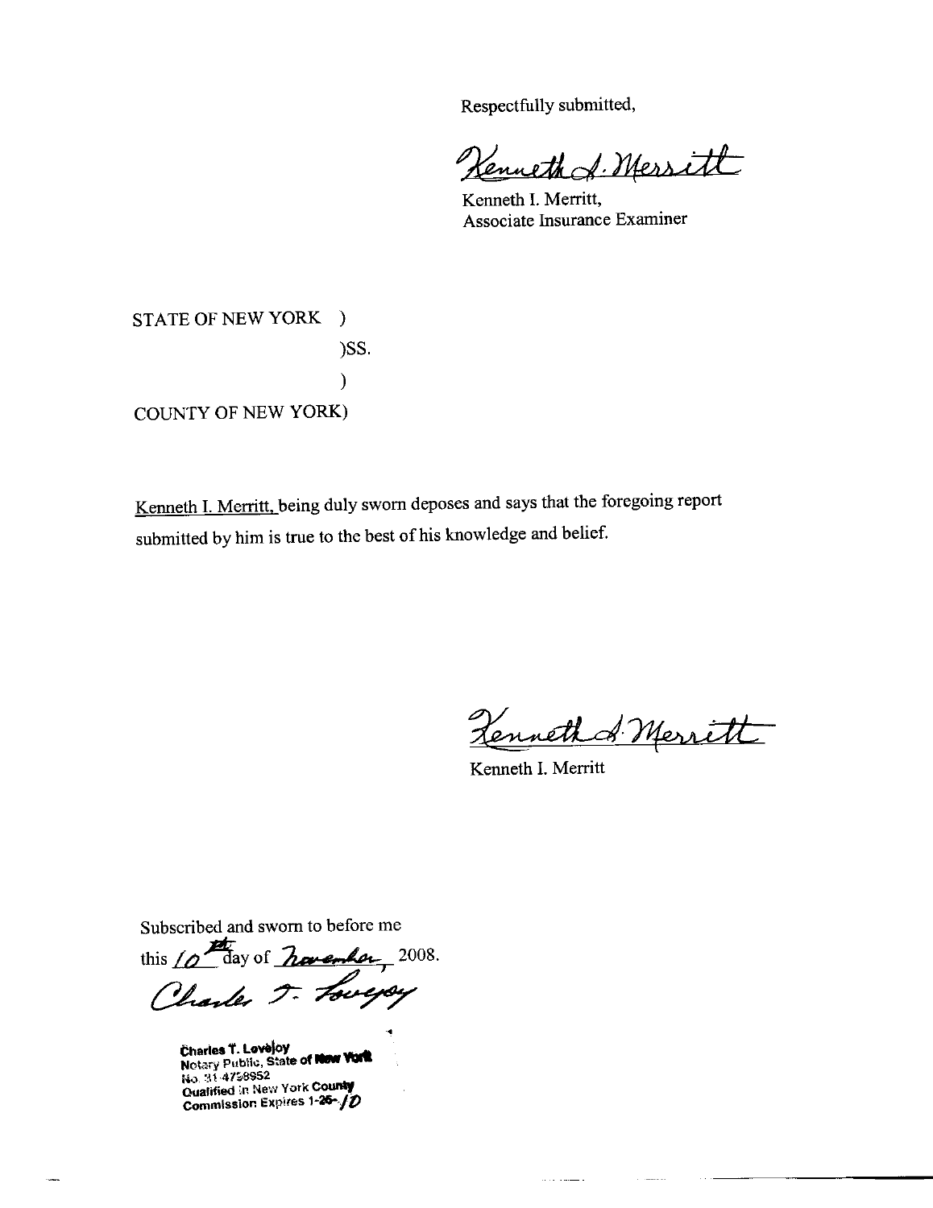Respectfully submitted,

Kenneth I. Merritt

Kenneth I. Merritt,
Associate Insurance Examiner

STATE OF NEW YORK )
)SS.
)
COUNTY OF NEW YORK)

Kenneth I. Merritt, being duly sworn deposes and says that the foregoing report submitted by him is true to the best of his knowledge and belief.

Kenneth I. Merritt

Kenneth I. Merritt

Subscribed and sworn to before me
this 10th day of November, 2008.

Charles T. Lovejoy

Charles T. Lovejoy
Notary Public, State of New York
No. 31-4798952
Qualified in New York County
Commission Expires 1-25-10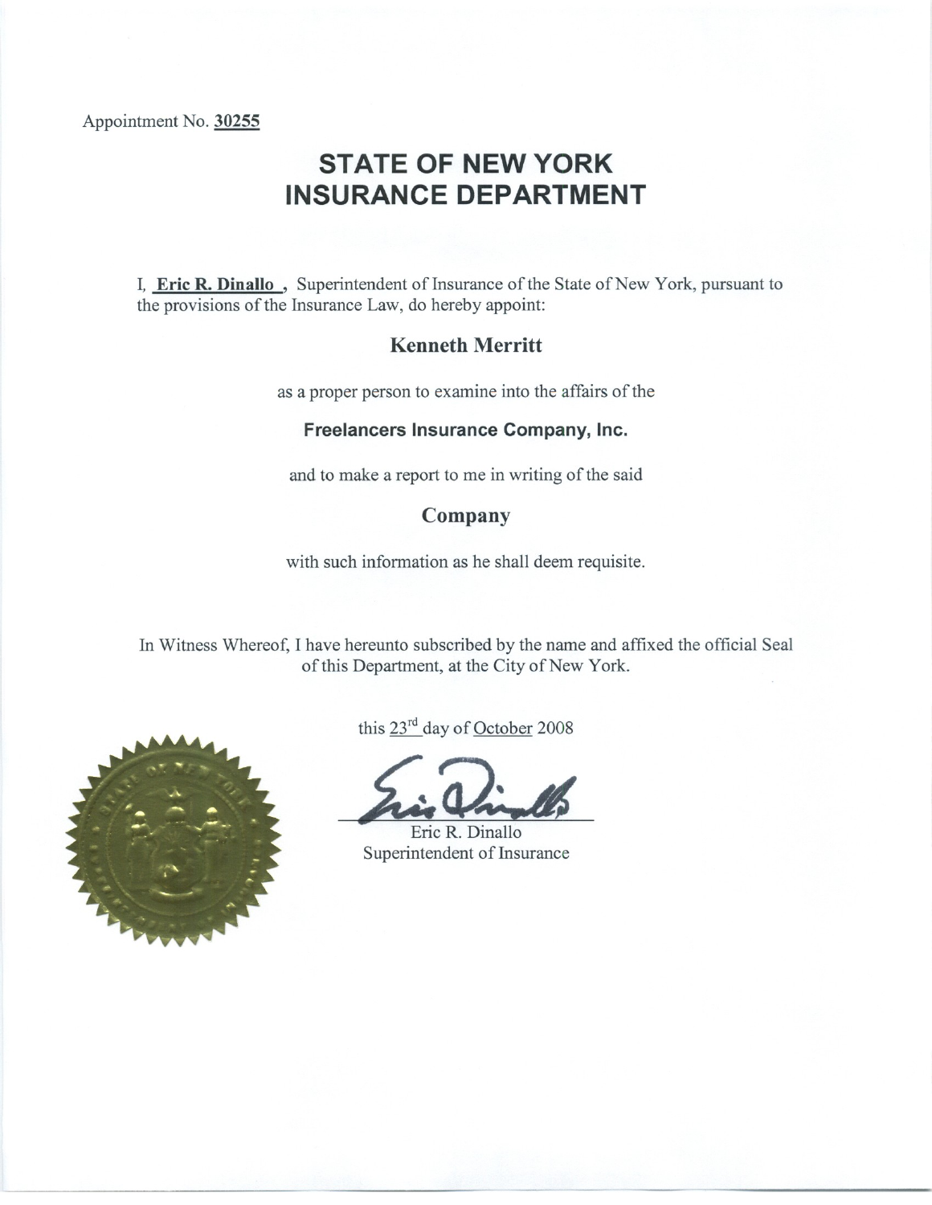Appointment No. **30255**

# STATE OF NEW YORK
# INSURANCE DEPARTMENT

I, **Eric R. Dinallo** , Superintendent of Insurance of the State of New York, pursuant to the provisions of the Insurance Law, do hereby appoint:

**Kenneth Merritt**

as a proper person to examine into the affairs of the

**Freelancers Insurance Company, Inc.**

and to make a report to me in writing of the said

**Company**

with such information as he shall deem requisite.

In Witness Whereof, I have hereunto subscribed by the name and affixed the official Seal of this Department, at the City of New York.

this 23rd day of October 2008

Eric R. Dinallo
Superintendent of Insurance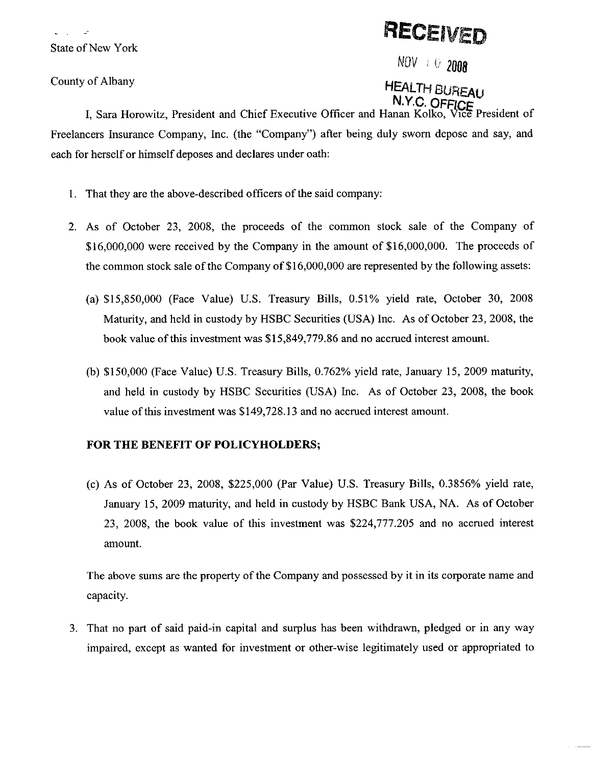State of New York

County of Albany

RECEIVED

NOV 10 2008

HEALTH BUREAU
N.Y.C. OFFICE

I, Sara Horowitz, President and Chief Executive Officer and Hanan Kolko, Vice President of Freelancers Insurance Company, Inc. (the "Company") after being duly sworn depose and say, and each for herself or himself deposes and declares under oath:

1. That they are the above-described officers of the said company:

2. As of October 23, 2008, the proceeds of the common stock sale of the Company of $16,000,000 were received by the Company in the amount of $16,000,000. The proceeds of the common stock sale of the Company of $16,000,000 are represented by the following assets:

   (a) $15,850,000 (Face Value) U.S. Treasury Bills, 0.51% yield rate, October 30, 2008 Maturity, and held in custody by HSBC Securities (USA) Inc. As of October 23, 2008, the book value of this investment was $15,849,779.86 and no accrued interest amount.

   (b) $150,000 (Face Value) U.S. Treasury Bills, 0.762% yield rate, January 15, 2009 maturity, and held in custody by HSBC Securities (USA) Inc. As of October 23, 2008, the book value of this investment was $149,728.13 and no accrued interest amount.

   **FOR THE BENEFIT OF POLICYHOLDERS;**

   (c) As of October 23, 2008, $225,000 (Par Value) U.S. Treasury Bills, 0.3856% yield rate, January 15, 2009 maturity, and held in custody by HSBC Bank USA, NA. As of October 23, 2008, the book value of this investment was $224,777.205 and no accrued interest amount.

   The above sums are the property of the Company and possessed by it in its corporate name and capacity.

3. That no part of said paid-in capital and surplus has been withdrawn, pledged or in any way impaired, except as wanted for investment or other-wise legitimately used or appropriated to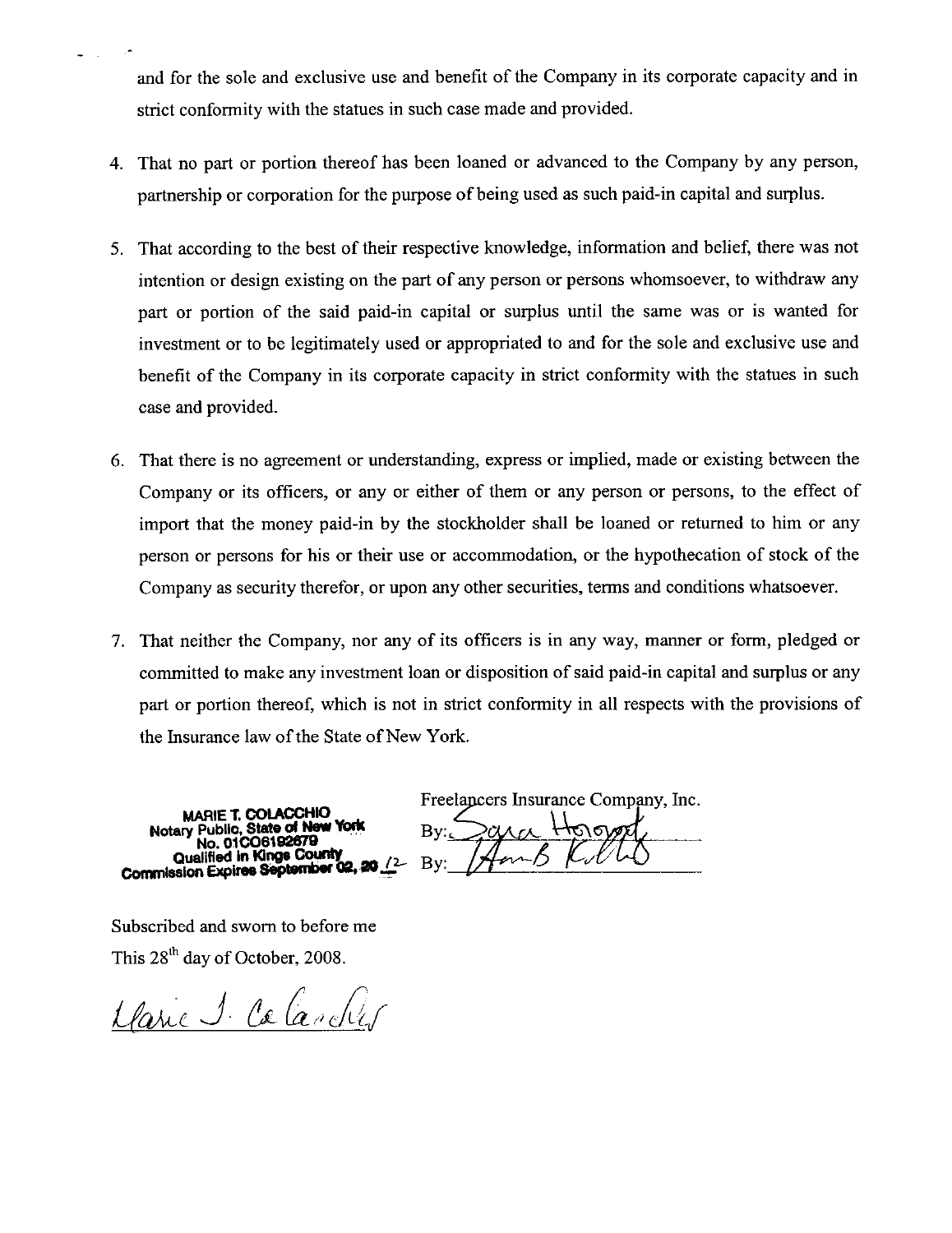and for the sole and exclusive use and benefit of the Company in its corporate capacity and in strict conformity with the statues in such case made and provided.

4. That no part or portion thereof has been loaned or advanced to the Company by any person, partnership or corporation for the purpose of being used as such paid-in capital and surplus.

5. That according to the best of their respective knowledge, information and belief, there was not intention or design existing on the part of any person or persons whomsoever, to withdraw any part or portion of the said paid-in capital or surplus until the same was or is wanted for investment or to be legitimately used or appropriated to and for the sole and exclusive use and benefit of the Company in its corporate capacity in strict conformity with the statues in such case and provided.

6. That there is no agreement or understanding, express or implied, made or existing between the Company or its officers, or any or either of them or any person or persons, to the effect of import that the money paid-in by the stockholder shall be loaned or returned to him or any person or persons for his or their use or accommodation, or the hypothecation of stock of the Company as security therefor, or upon any other securities, terms and conditions whatsoever.

7. That neither the Company, nor any of its officers is in any way, manner or form, pledged or committed to make any investment loan or disposition of said paid-in capital and surplus or any part or portion thereof, which is not in strict conformity in all respects with the provisions of the Insurance law of the State of New York.

**MARIE T. COLACCHIO**
**Notary Public, State of New York**
**No. 01CO6192679**
**Qualified in Kings County**
**Commission Expires September 02, 20 12**

Freelancers Insurance Company, Inc.

By: Sara Horowitz

By: Ann B Kuhlo

Subscribed and sworn to before me

This 28th day of October, 2008.

Marie T. Colacchio